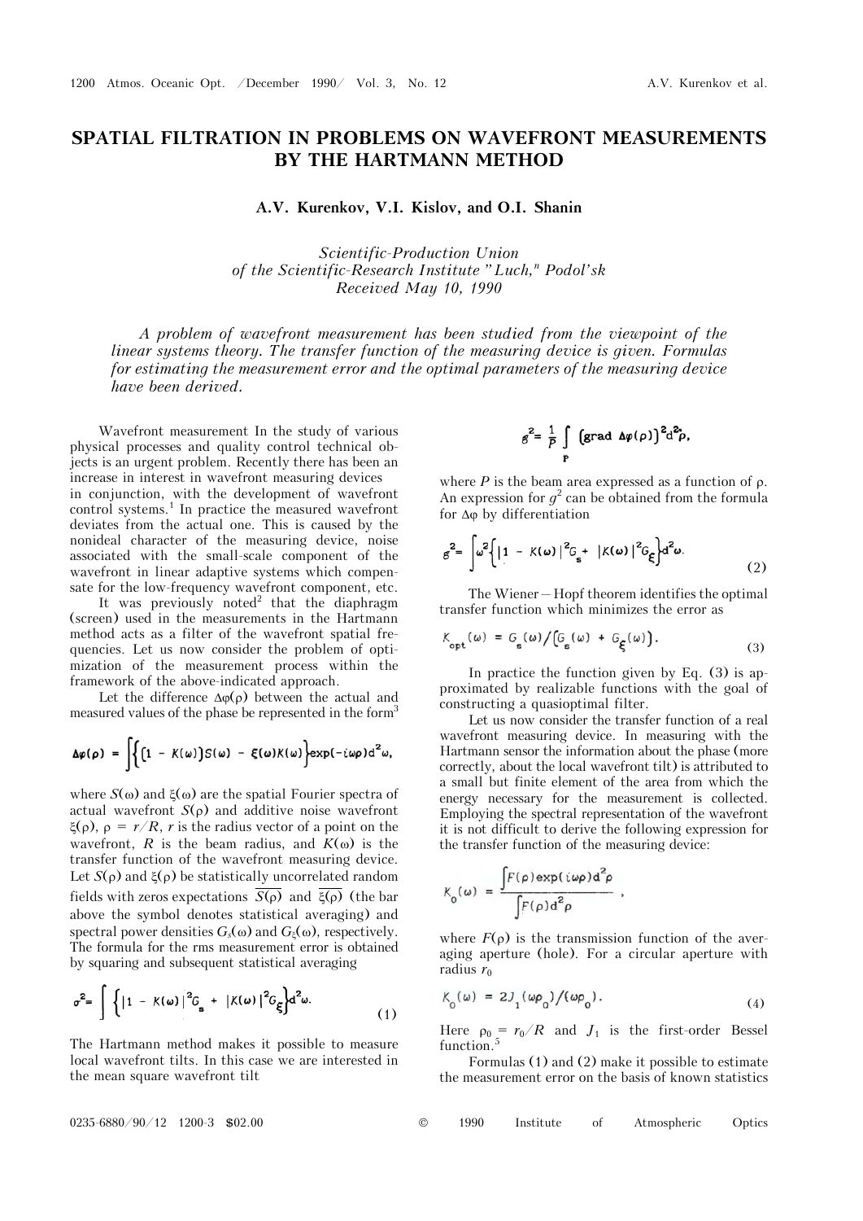# SPATIAL FILTRATION IN PROBLEMS ON WAVEFRONT MEASUREMENTS BY THE HARTMANN METHOD

**A.V. Kurenkov, V.I. Kislov, and O.I. Shanin**

*Scientific-Production Union of the Scientific-Research Institute "Luch," Podol'sk*
*Received May 10, 1990*

*A problem of wavefront measurement has been studied from the viewpoint of the linear systems theory. The transfer function of the measuring device is given. Formulas for estimating the measurement error and the optimal parameters of the measuring device have been derived.*

Wavefront measurement In the study of various physical processes and quality control technical objects is an urgent problem. Recently there has been an increase in interest in wavefront measuring devices in conjunction, with the development of wavefront control systems.[1] In practice the measured wavefront deviates from the actual one. This is caused by the nonideal character of the measuring device, noise associated with the small-scale component of the wavefront in linear adaptive systems which compensate for the low-frequency wavefront component, etc.

It was previously noted[2] that the diaphragm (screen) used in the measurements in the Hartmann method acts as a filter of the wavefront spatial frequencies. Let us now consider the problem of optimization of the measurement process within the framework of the above-indicated approach.

Let the difference $\Delta\varphi(\rho)$ between the actual and measured values of the phase be represented in the form[3]

$$\Delta\varphi(\rho) = \int\Big\{\big[1 - K(\omega)\big]S(\omega) - \xi(\omega)K(\omega)\Big\}\exp(-i\omega\rho)d^2\omega,$$

where $S(\omega)$ and $\xi(\omega)$ are the spatial Fourier spectra of actual wavefront $S(\rho)$ and additive noise wavefront $\xi(\rho)$, $\rho = r/R$, $r$ is the radius vector of a point on the wavefront, $R$ is the beam radius, and $K(\omega)$ is the transfer function of the wavefront measuring device. Let $S(\rho)$ and $\xi(\rho)$ be statistically uncorrelated random fields with zeros expectations $\overline{S(\rho)}$ and $\overline{\xi(\rho)}$ (the bar above the symbol denotes statistical averaging) and spectral power densities $G_S(\omega)$ and $G_\xi(\omega)$, respectively. The formula for the rms measurement error is obtained by squaring and subsequent statistical averaging

$$\sigma^2 = \int\Big\{|1 - K(\omega)|^2 G_s + |K(\omega)|^2 G_\xi\Big\}d^2\omega. \tag{1}$$

The Hartmann method makes it possible to measure local wavefront tilts. In this case we are interested in the mean square wavefront tilt

$$g^2 = \frac{1}{P}\int_P \big(\text{grad}\ \Delta\varphi(\rho)\big)^2 d^2\rho,$$

where $P$ is the beam area expressed as a function of $\rho$. An expression for $g^2$ can be obtained from the formula for $\Delta\varphi$ by differentiation

$$g^2 = \int\omega^2\Big\{|1 - K(\omega)|^2 G_s + |K(\omega)|^2 G_\xi\Big\}d^2\omega. \tag{2}$$

The Wiener–Hopf theorem identifies the optimal transfer function which minimizes the error as

$$K_{\text{opt}}(\omega) = G_s(\omega)/\big[G_s(\omega) + G_\xi(\omega)\big]. \tag{3}$$

In practice the function given by Eq. (3) is approximated by realizable functions with the goal of constructing a quasioptimal filter.

Let us now consider the transfer function of a real wavefront measuring device. In measuring with the Hartmann sensor the information about the phase (more correctly, about the local wavefront tilt) is attributed to a small but finite element of the area from which the energy necessary for the measurement is collected. Employing the spectral representation of the wavefront it is not difficult to derive the following expression for the transfer function of the measuring device:

$$K_0(\omega) = \frac{\int F(\rho)\exp(i\omega\rho)d^2\rho}{\int F(\rho)d^2\rho},$$

where $F(\rho)$ is the transmission function of the averaging aperture (hole). For a circular aperture with radius $r_0$

$$K_0(\omega) = 2J_1(\omega\rho_0)/(\omega\rho_0). \tag{4}$$

Here $\rho_0 = r_0/R$ and $J_1$ is the first-order Bessel function.[5]

Formulas (1) and (2) make it possible to estimate the measurement error on the basis of known statistics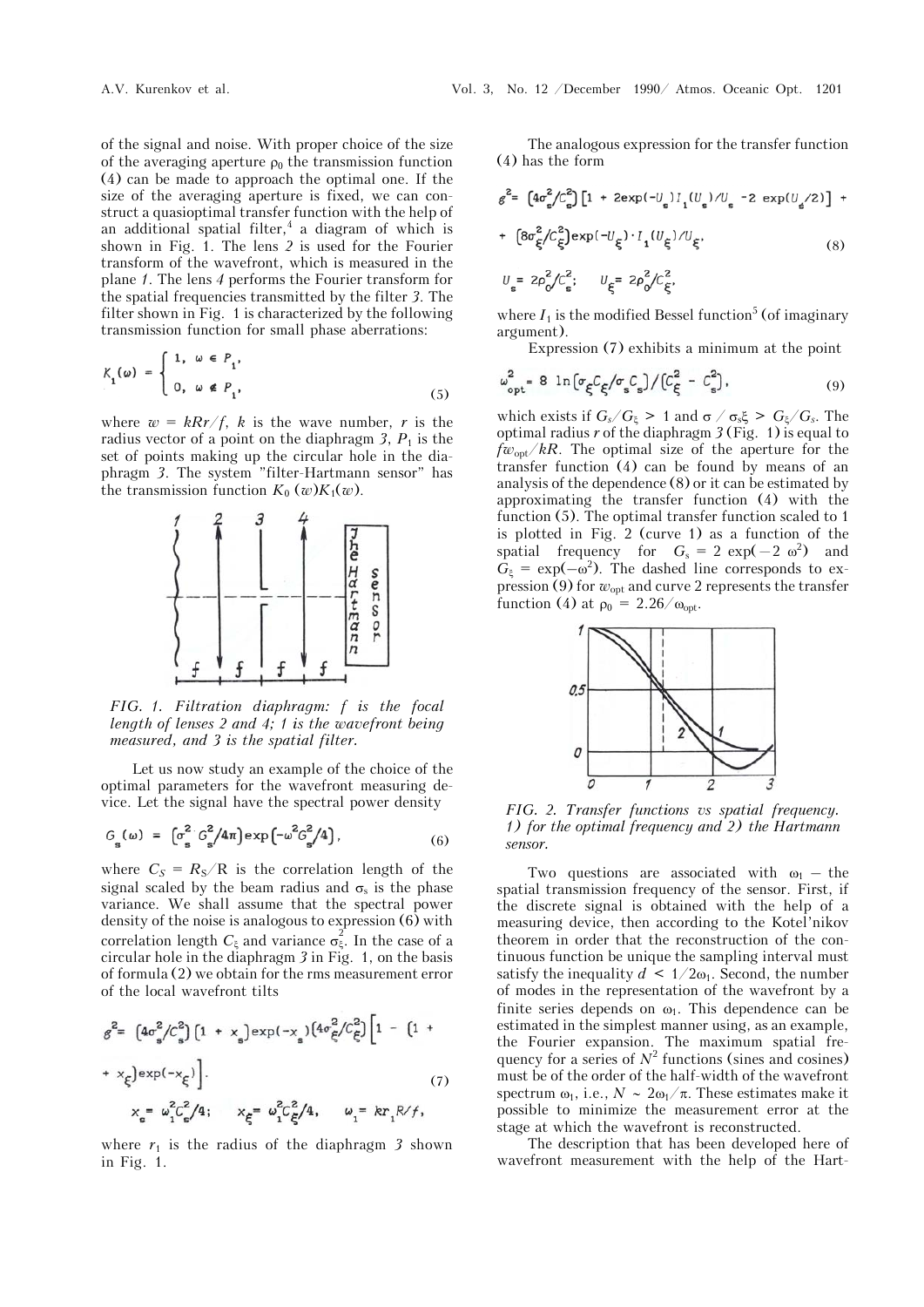of the signal and noise. With proper choice of the size of the averaging aperture $\rho_0$ the transmission function (4) can be made to approach the optimal one. If the size of the averaging aperture is fixed, we can construct a quasioptimal transfer function with the help of an additional spatial filter,[4] a diagram of which is shown in Fig. 1. The lens *2* is used for the Fourier transform of the wavefront, which is measured in the plane *1*. The lens *4* performs the Fourier transform for the spatial frequencies transmitted by the filter *3*. The filter shown in Fig. 1 is characterized by the following transmission function for small phase aberrations:

$$K_1(\omega) = \begin{cases} 1, & \omega \in P_1, \\ 0, & \omega \notin P_1, \end{cases} \tag{5}$$

where $w = kRr/f$, $k$ is the wave number, $r$ is the radius vector of a point on the diaphragm *3*, $P_1$ is the set of points making up the circular hole in the diaphragm *3*. The system "filter-Hartmann sensor" has the transmission function $K_0(w)K_1(w)$.

*FIG. 1. Filtration diaphragm: f is the focal length of lenses 2 and 4; 1 is the wavefront being measured, and 3 is the spatial filter.*

Let us now study an example of the choice of the optimal parameters for the wavefront measuring device. Let the signal have the spectral power density

$$G_s(\omega) = \left(\sigma_s^2 G_s^2/4\pi\right)\exp\left(-\omega^2 G_s^2/4\right), \tag{6}$$

where $C_S = R_S/R$ is the correlation length of the signal scaled by the beam radius and $\sigma_s$ is the phase variance. We shall assume that the spectral power density of the noise is analogous to expression (6) with correlation length $C_\xi$ and variance $\sigma_\xi^2$. In the case of a circular hole in the diaphragm *3* in Fig. 1, on the basis of formula (2) we obtain for the rms measurement error of the local wavefront tilts

$$\varepsilon^2 = \left(4\sigma_s^2/C_s^2\right)\left(1 + x_s\right)\exp(-x_s)\left(4\sigma_\xi^2/C_\xi^2\right)\left[1 - \left(1 + x_\xi\right)\exp(-x_\xi)\right]. \tag{7}$$

$$x_s = \omega_1^2 C_s^2/4; \quad x_\xi = \omega_1^2 C_\xi^2/4, \quad \omega_1 = kr_1 R/f,$$

where $r_1$ is the radius of the diaphragm *3* shown in Fig. 1.

The analogous expression for the transfer function (4) has the form

$$\varepsilon^2 = \left(4\sigma_s^2/C_s^2\right)\left[1 + 2\exp(-U_s)I_1(U_s)/U_s - 2\exp(U_s/2)\right] + \left(8\sigma_\xi^2/C_\xi^2\right)\exp(-U_\xi)\cdot I_1(U_\xi)/U_\xi, \tag{8}$$

$$U_s = 2\rho_0^2/C_s^2; \quad U_\xi = 2\rho_0^2/C_\xi^2,$$

where $I_1$ is the modified Bessel function[5] (of imaginary argument).

Expression (7) exhibits a minimum at the point

$$\omega_{opt}^2 = 8\ \ln\left[\sigma_\xi C_\xi/\sigma_s C_s\right]/\left(C_\xi^2 - C_s^2\right), \tag{9}$$

which exists if $G_s/G_\xi > 1$ and $\sigma/\sigma_s\xi > G_\xi/G_s$. The optimal radius $r$ of the diaphragm *3* (Fig. 1) is equal to $fw_{opt}/kR$. The optimal size of the aperture for the transfer function (4) can be found by means of an analysis of the dependence (8) or it can be estimated by approximating the transfer function (4) with the function (5). The optimal transfer function scaled to 1 is plotted in Fig. 2 (curve 1) as a function of the spatial frequency for $G_s = 2\exp(-2\omega^2)$ and $G_\xi = \exp(-\omega^2)$. The dashed line corresponds to expression (9) for $w_{opt}$ and curve 2 represents the transfer function (4) at $\rho_0 = 2.26/\omega_{opt}$.

*FIG. 2. Transfer functions vs spatial frequency. 1) for the optimal frequency and 2) the Hartmann sensor.*

Two questions are associated with $\omega_1$ – the spatial transmission frequency of the sensor. First, if the discrete signal is obtained with the help of a measuring device, then according to the Kotel'nikov theorem in order that the reconstruction of the continuous function be unique the sampling interval must satisfy the inequality $d < 1/2\omega_1$. Second, the number of modes in the representation of the wavefront by a finite series depends on $\omega_1$. This dependence can be estimated in the simplest manner using, as an example, the Fourier expansion. The maximum spatial frequency for a series of $N^2$ functions (sines and cosines) must be of the order of the half-width of the wavefront spectrum $\omega_1$, i.e., $N \sim 2\omega_1/\pi$. These estimates make it possible to minimize the measurement error at the stage at which the wavefront is reconstructed.

The description that has been developed here of wavefront measurement with the help of the Hart-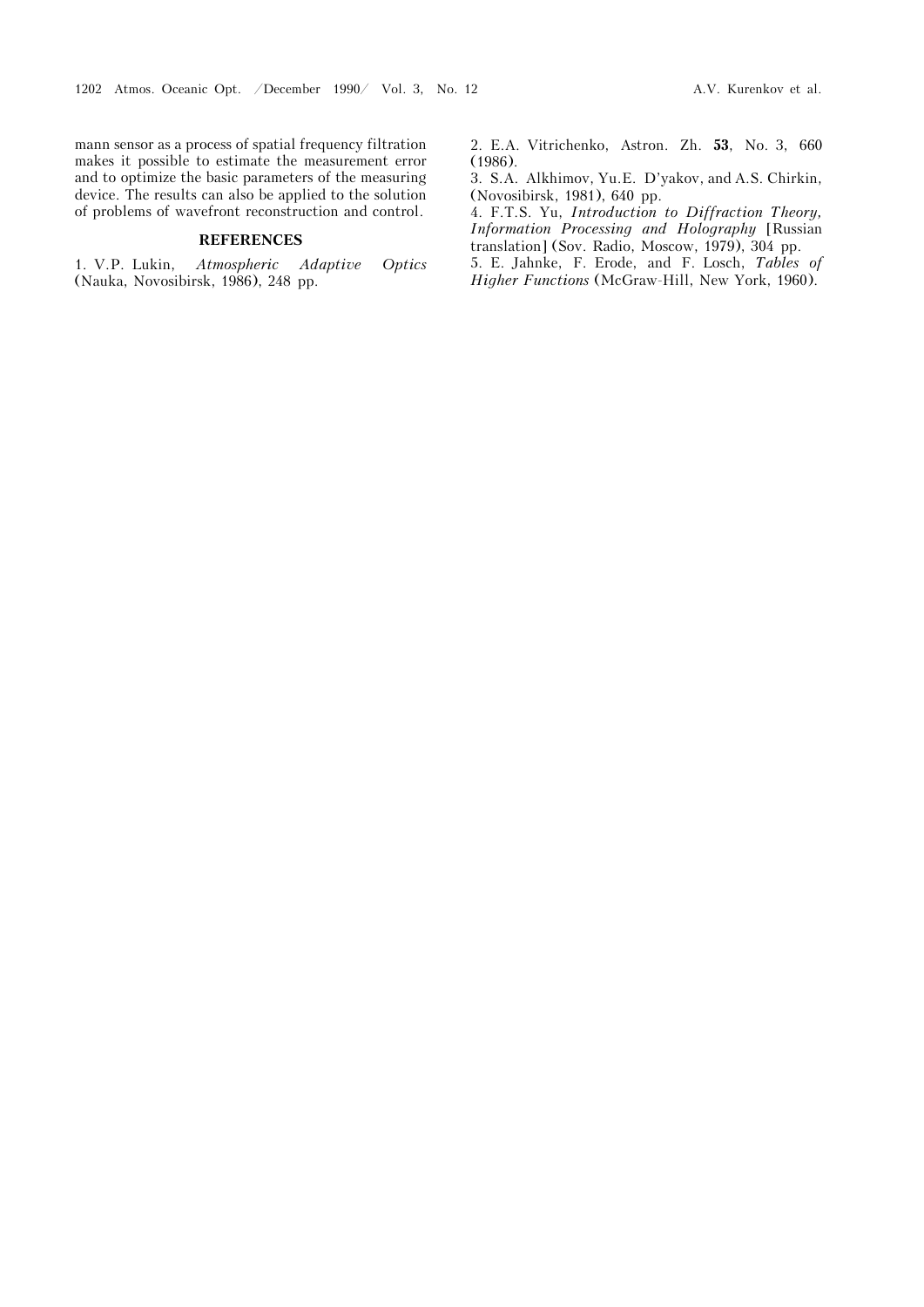mann sensor as a process of spatial frequency filtration makes it possible to estimate the measurement error and to optimize the basic parameters of the measuring device. The results can also be applied to the solution of problems of wavefront reconstruction and control.

## REFERENCES

1. V.P. Lukin, *Atmospheric Adaptive Optics* (Nauka, Novosibirsk, 1986), 248 pp.
2. E.A. Vitrichenko, Astron. Zh. **53**, No. 3, 660 (1986).
3. S.A. Alkhimov, Yu.E. D'yakov, and A.S. Chirkin, (Novosibirsk, 1981), 640 pp.
4. F.T.S. Yu, *Introduction to Diffraction Theory, Information Processing and Holography* [Russian translation] (Sov. Radio, Moscow, 1979), 304 pp.
5. E. Jahnke, F. Erode, and F. Losch, *Tables of Higher Functions* (McGraw-Hill, New York, 1960).